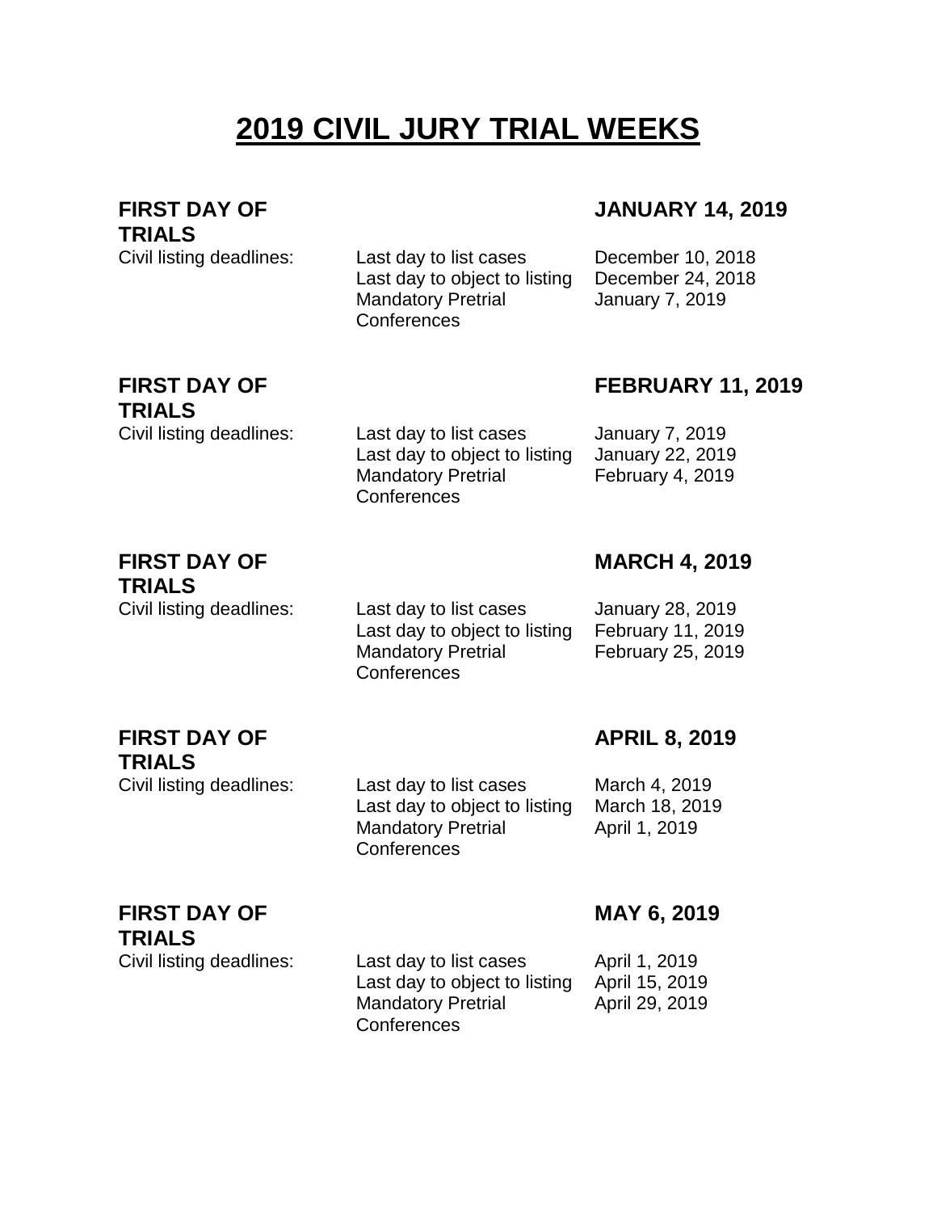# 2019 CIVIL JURY TRIAL WEEKS

| **FIRST DAY OF TRIALS** | | **JANUARY 14, 2019** |
|---|---|---|
| Civil listing deadlines: | Last day to list cases | December 10, 2018 |
| | Last day to object to listing | December 24, 2018 |
| | Mandatory Pretrial Conferences | January 7, 2019 |

| **FIRST DAY OF TRIALS** | | **FEBRUARY 11, 2019** |
|---|---|---|
| Civil listing deadlines: | Last day to list cases | January 7, 2019 |
| | Last day to object to listing | January 22, 2019 |
| | Mandatory Pretrial Conferences | February 4, 2019 |

| **FIRST DAY OF TRIALS** | | **MARCH 4, 2019** |
|---|---|---|
| Civil listing deadlines: | Last day to list cases | January 28, 2019 |
| | Last day to object to listing | February 11, 2019 |
| | Mandatory Pretrial Conferences | February 25, 2019 |

| **FIRST DAY OF TRIALS** | | **APRIL 8, 2019** |
|---|---|---|
| Civil listing deadlines: | Last day to list cases | March 4, 2019 |
| | Last day to object to listing | March 18, 2019 |
| | Mandatory Pretrial Conferences | April 1, 2019 |

| **FIRST DAY OF TRIALS** | | **MAY 6, 2019** |
|---|---|---|
| Civil listing deadlines: | Last day to list cases | April 1, 2019 |
| | Last day to object to listing | April 15, 2019 |
| | Mandatory Pretrial Conferences | April 29, 2019 |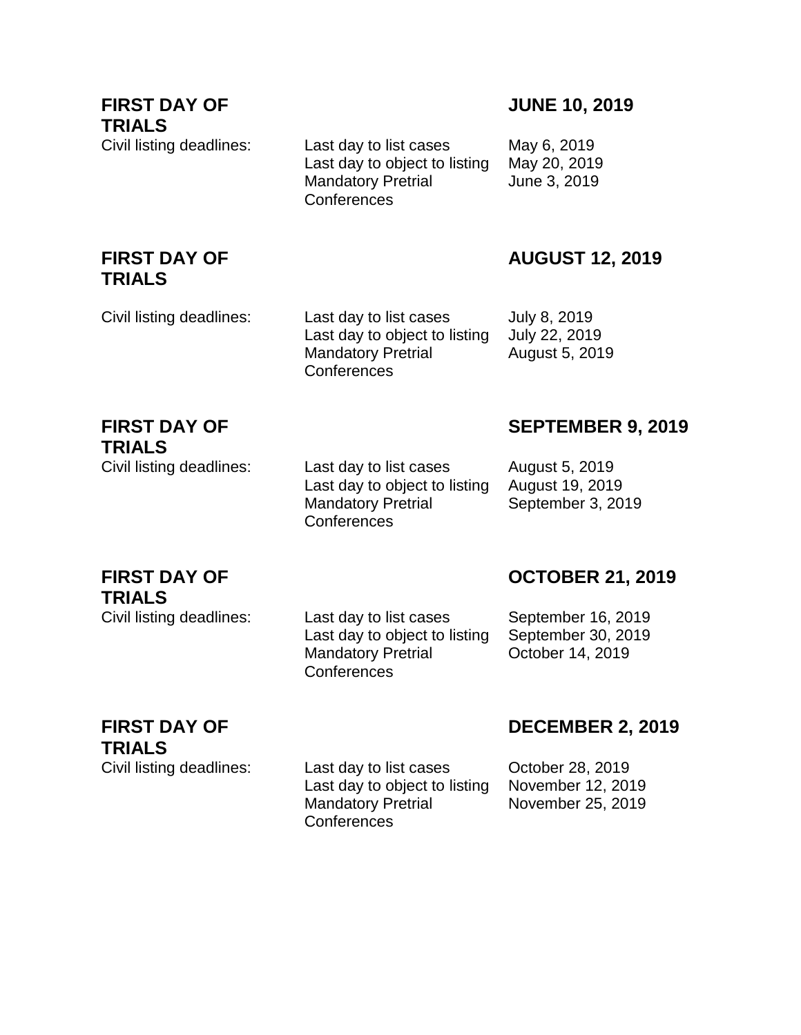**FIRST DAY OF TRIALS** **JUNE 10, 2019**

| | | |
|---|---|---|
| Civil listing deadlines: | Last day to list cases | May 6, 2019 |
| | Last day to object to listing | May 20, 2019 |
| | Mandatory Pretrial Conferences | June 3, 2019 |

**FIRST DAY OF TRIALS** **AUGUST 12, 2019**

| | | |
|---|---|---|
| Civil listing deadlines: | Last day to list cases | July 8, 2019 |
| | Last day to object to listing | July 22, 2019 |
| | Mandatory Pretrial Conferences | August 5, 2019 |

**FIRST DAY OF TRIALS** **SEPTEMBER 9, 2019**

| | | |
|---|---|---|
| Civil listing deadlines: | Last day to list cases | August 5, 2019 |
| | Last day to object to listing | August 19, 2019 |
| | Mandatory Pretrial Conferences | September 3, 2019 |

**FIRST DAY OF TRIALS** **OCTOBER 21, 2019**

| | | |
|---|---|---|
| Civil listing deadlines: | Last day to list cases | September 16, 2019 |
| | Last day to object to listing | September 30, 2019 |
| | Mandatory Pretrial Conferences | October 14, 2019 |

**FIRST DAY OF TRIALS** **DECEMBER 2, 2019**

| | | |
|---|---|---|
| Civil listing deadlines: | Last day to list cases | October 28, 2019 |
| | Last day to object to listing | November 12, 2019 |
| | Mandatory Pretrial Conferences | November 25, 2019 |